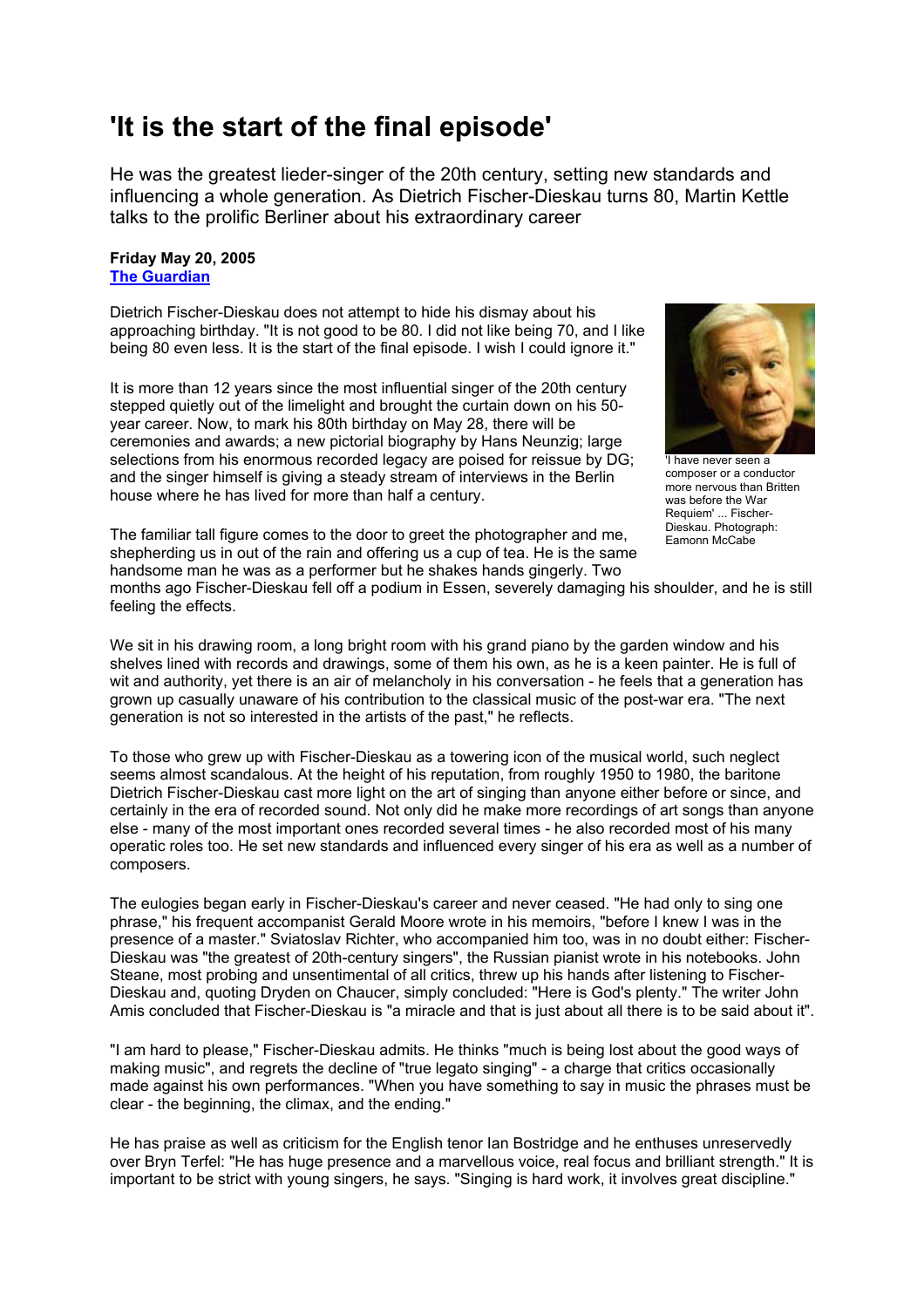# 'It is the start of the final episode'

He was the greatest lieder-singer of the 20th century, setting new standards and influencing a whole generation. As Dietrich Fischer-Dieskau turns 80, Martin Kettle talks to the prolific Berliner about his extraordinary career

**Friday May 20, 2005**
**The Guardian**

Dietrich Fischer-Dieskau does not attempt to hide his dismay about his approaching birthday. "It is not good to be 80. I did not like being 70, and I like being 80 even less. It is the start of the final episode. I wish I could ignore it."

It is more than 12 years since the most influential singer of the 20th century stepped quietly out of the limelight and brought the curtain down on his 50-year career. Now, to mark his 80th birthday on May 28, there will be ceremonies and awards; a new pictorial biography by Hans Neunzig; large selections from his enormous recorded legacy are poised for reissue by DG; and the singer himself is giving a steady stream of interviews in the Berlin house where he has lived for more than half a century.

'I have never seen a composer or a conductor more nervous than Britten was before the War Requiem' ... Fischer-Dieskau. Photograph: Eamonn McCabe

The familiar tall figure comes to the door to greet the photographer and me, shepherding us in out of the rain and offering us a cup of tea. He is the same handsome man he was as a performer but he shakes hands gingerly. Two months ago Fischer-Dieskau fell off a podium in Essen, severely damaging his shoulder, and he is still feeling the effects.

We sit in his drawing room, a long bright room with his grand piano by the garden window and his shelves lined with records and drawings, some of them his own, as he is a keen painter. He is full of wit and authority, yet there is an air of melancholy in his conversation - he feels that a generation has grown up casually unaware of his contribution to the classical music of the post-war era. "The next generation is not so interested in the artists of the past," he reflects.

To those who grew up with Fischer-Dieskau as a towering icon of the musical world, such neglect seems almost scandalous. At the height of his reputation, from roughly 1950 to 1980, the baritone Dietrich Fischer-Dieskau cast more light on the art of singing than anyone either before or since, and certainly in the era of recorded sound. Not only did he make more recordings of art songs than anyone else - many of the most important ones recorded several times - he also recorded most of his many operatic roles too. He set new standards and influenced every singer of his era as well as a number of composers.

The eulogies began early in Fischer-Dieskau's career and never ceased. "He had only to sing one phrase," his frequent accompanist Gerald Moore wrote in his memoirs, "before I knew I was in the presence of a master." Sviatoslav Richter, who accompanied him too, was in no doubt either: Fischer-Dieskau was "the greatest of 20th-century singers", the Russian pianist wrote in his notebooks. John Steane, most probing and unsentimental of all critics, threw up his hands after listening to Fischer-Dieskau and, quoting Dryden on Chaucer, simply concluded: "Here is God's plenty." The writer John Amis concluded that Fischer-Dieskau is "a miracle and that is just about all there is to be said about it".

"I am hard to please," Fischer-Dieskau admits. He thinks "much is being lost about the good ways of making music", and regrets the decline of "true legato singing" - a charge that critics occasionally made against his own performances. "When you have something to say in music the phrases must be clear - the beginning, the climax, and the ending."

He has praise as well as criticism for the English tenor Ian Bostridge and he enthuses unreservedly over Bryn Terfel: "He has huge presence and a marvellous voice, real focus and brilliant strength." It is important to be strict with young singers, he says. "Singing is hard work, it involves great discipline."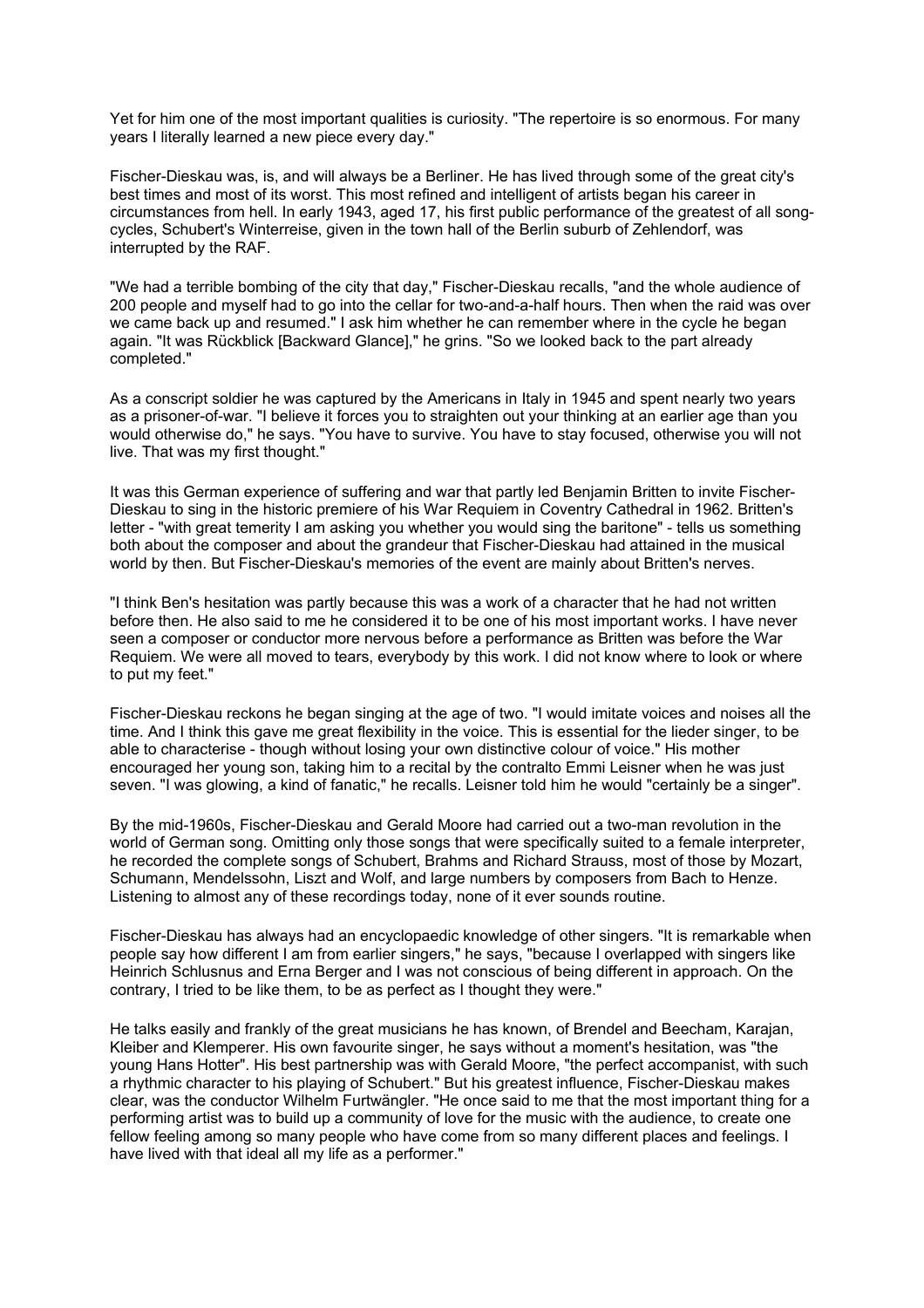Yet for him one of the most important qualities is curiosity. "The repertoire is so enormous. For many years I literally learned a new piece every day."

Fischer-Dieskau was, is, and will always be a Berliner. He has lived through some of the great city's best times and most of its worst. This most refined and intelligent of artists began his career in circumstances from hell. In early 1943, aged 17, his first public performance of the greatest of all song-cycles, Schubert's Winterreise, given in the town hall of the Berlin suburb of Zehlendorf, was interrupted by the RAF.

"We had a terrible bombing of the city that day," Fischer-Dieskau recalls, "and the whole audience of 200 people and myself had to go into the cellar for two-and-a-half hours. Then when the raid was over we came back up and resumed." I ask him whether he can remember where in the cycle he began again. "It was Rückblick [Backward Glance]," he grins. "So we looked back to the part already completed."

As a conscript soldier he was captured by the Americans in Italy in 1945 and spent nearly two years as a prisoner-of-war. "I believe it forces you to straighten out your thinking at an earlier age than you would otherwise do," he says. "You have to survive. You have to stay focused, otherwise you will not live. That was my first thought."

It was this German experience of suffering and war that partly led Benjamin Britten to invite Fischer-Dieskau to sing in the historic premiere of his War Requiem in Coventry Cathedral in 1962. Britten's letter - "with great temerity I am asking you whether you would sing the baritone" - tells us something both about the composer and about the grandeur that Fischer-Dieskau had attained in the musical world by then. But Fischer-Dieskau's memories of the event are mainly about Britten's nerves.

"I think Ben's hesitation was partly because this was a work of a character that he had not written before then. He also said to me he considered it to be one of his most important works. I have never seen a composer or conductor more nervous before a performance as Britten was before the War Requiem. We were all moved to tears, everybody by this work. I did not know where to look or where to put my feet."

Fischer-Dieskau reckons he began singing at the age of two. "I would imitate voices and noises all the time. And I think this gave me great flexibility in the voice. This is essential for the lieder singer, to be able to characterise - though without losing your own distinctive colour of voice." His mother encouraged her young son, taking him to a recital by the contralto Emmi Leisner when he was just seven. "I was glowing, a kind of fanatic," he recalls. Leisner told him he would "certainly be a singer".

By the mid-1960s, Fischer-Dieskau and Gerald Moore had carried out a two-man revolution in the world of German song. Omitting only those songs that were specifically suited to a female interpreter, he recorded the complete songs of Schubert, Brahms and Richard Strauss, most of those by Mozart, Schumann, Mendelssohn, Liszt and Wolf, and large numbers by composers from Bach to Henze. Listening to almost any of these recordings today, none of it ever sounds routine.

Fischer-Dieskau has always had an encyclopaedic knowledge of other singers. "It is remarkable when people say how different I am from earlier singers," he says, "because I overlapped with singers like Heinrich Schlusnus and Erna Berger and I was not conscious of being different in approach. On the contrary, I tried to be like them, to be as perfect as I thought they were."

He talks easily and frankly of the great musicians he has known, of Brendel and Beecham, Karajan, Kleiber and Klemperer. His own favourite singer, he says without a moment's hesitation, was "the young Hans Hotter". His best partnership was with Gerald Moore, "the perfect accompanist, with such a rhythmic character to his playing of Schubert." But his greatest influence, Fischer-Dieskau makes clear, was the conductor Wilhelm Furtwängler. "He once said to me that the most important thing for a performing artist was to build up a community of love for the music with the audience, to create one fellow feeling among so many people who have come from so many different places and feelings. I have lived with that ideal all my life as a performer."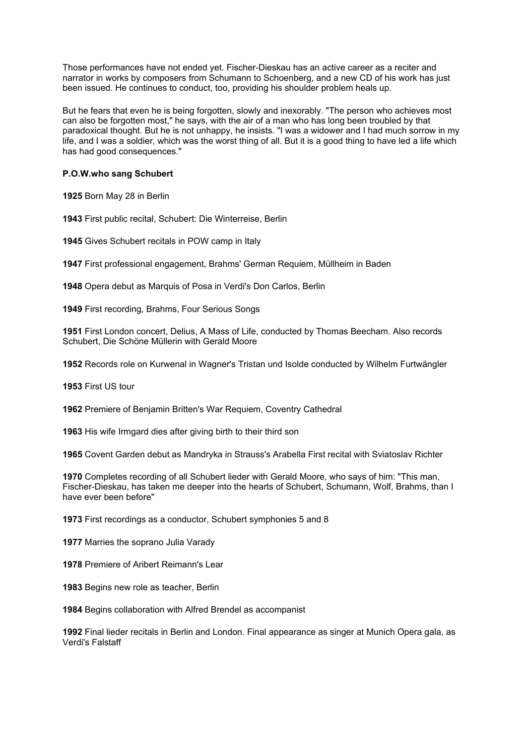Those performances have not ended yet. Fischer-Dieskau has an active career as a reciter and narrator in works by composers from Schumann to Schoenberg, and a new CD of his work has just been issued. He continues to conduct, too, providing his shoulder problem heals up.

But he fears that even he is being forgotten, slowly and inexorably. "The person who achieves most can also be forgotten most," he says, with the air of a man who has long been troubled by that paradoxical thought. But he is not unhappy, he insists. "I was a widower and I had much sorrow in my life, and I was a soldier, which was the worst thing of all. But it is a good thing to have led a life which has had good consequences."

**P.O.W.who sang Schubert**

**1925** Born May 28 in Berlin

**1943** First public recital, Schubert: Die Winterreise, Berlin

**1945** Gives Schubert recitals in POW camp in Italy

**1947** First professional engagement, Brahms' German Requiem, Müllheim in Baden

**1948** Opera debut as Marquis of Posa in Verdi's Don Carlos, Berlin

**1949** First recording, Brahms, Four Serious Songs

**1951** First London concert, Delius, A Mass of Life, conducted by Thomas Beecham. Also records Schubert, Die Schöne Müllerin with Gerald Moore

**1952** Records role on Kurwenal in Wagner's Tristan und Isolde conducted by Wilhelm Furtwängler

**1953** First US tour

**1962** Premiere of Benjamin Britten's War Requiem, Coventry Cathedral

**1963** His wife Irmgard dies after giving birth to their third son

**1965** Covent Garden debut as Mandryka in Strauss's Arabella First recital with Sviatoslav Richter

**1970** Completes recording of all Schubert lieder with Gerald Moore, who says of him: "This man, Fischer-Dieskau, has taken me deeper into the hearts of Schubert, Schumann, Wolf, Brahms, than I have ever been before"

**1973** First recordings as a conductor, Schubert symphonies 5 and 8

**1977** Marries the soprano Julia Varady

**1978** Premiere of Aribert Reimann's Lear

**1983** Begins new role as teacher, Berlin

**1984** Begins collaboration with Alfred Brendel as accompanist

**1992** Final lieder recitals in Berlin and London. Final appearance as singer at Munich Opera gala, as Verdi's Falstaff